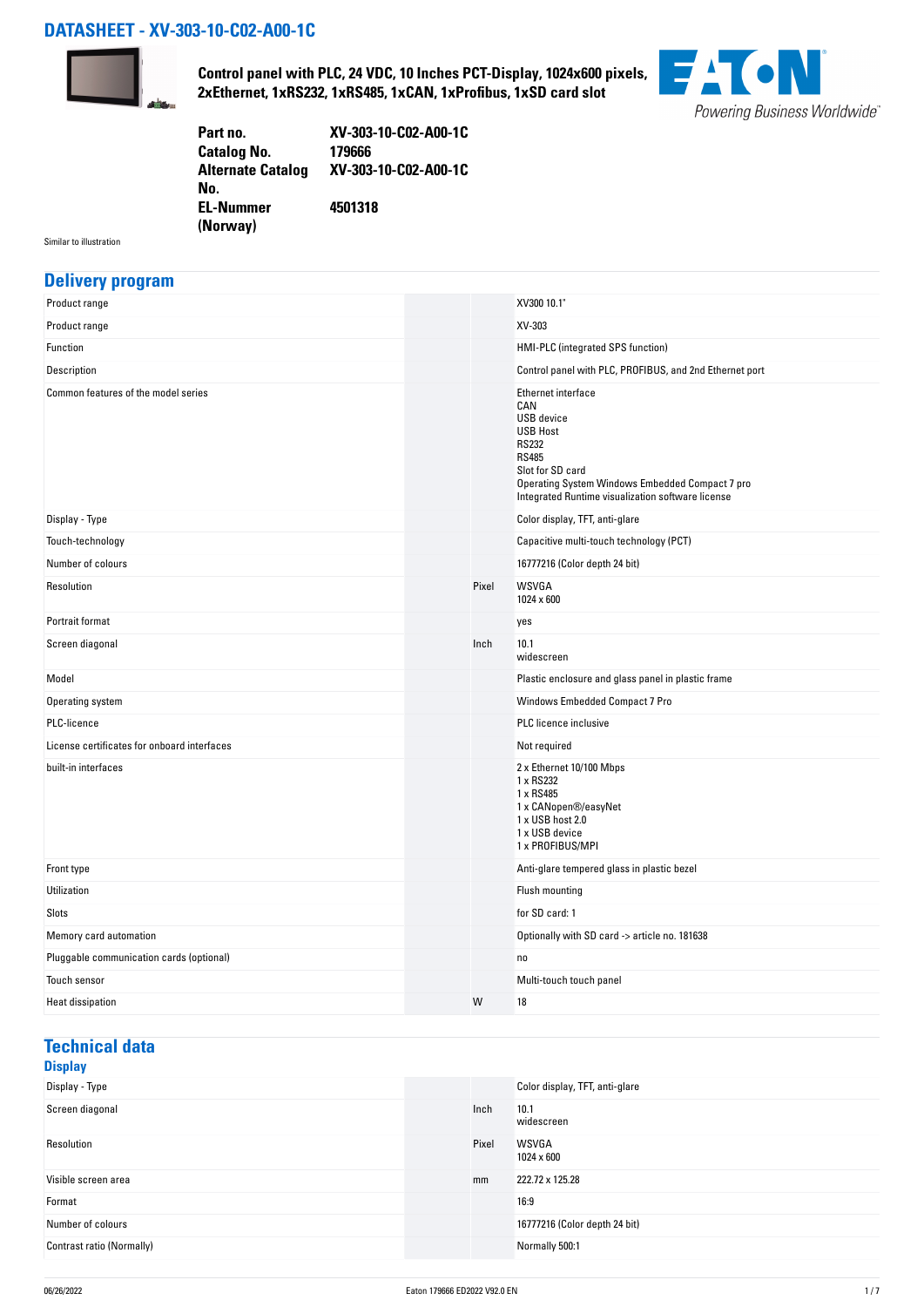# DATASHEET - XV-303-10-C02-A00-1C

**Control panel with PLC, 24 VDC, 10 Inches PCT-Display, 1024x600 pixels, 2xEthernet, 1xRS232, 1xRS485, 1xCAN, 1xProfibus, 1xSD card slot**

| | |
|---|---|
| **Part no.** | **XV-303-10-C02-A00-1C** |
| **Catalog No.** | **179666** |
| **Alternate Catalog No.** | **XV-303-10-C02-A00-1C** |
| **EL-Nummer (Norway)** | **4501318** |

Similar to illustration

## Delivery program

| | | |
|---|---|---|
| Product range | | XV300 10.1" |
| Product range | | XV-303 |
| Function | | HMI-PLC (integrated SPS function) |
| Description | | Control panel with PLC, PROFIBUS, and 2nd Ethernet port |
| Common features of the model series | | Ethernet interface<br>CAN<br>USB device<br>USB Host<br>RS232<br>RS485<br>Slot for SD card<br>Operating System Windows Embedded Compact 7 pro<br>Integrated Runtime visualization software license |
| Display - Type | | Color display, TFT, anti-glare |
| Touch-technology | | Capacitive multi-touch technology (PCT) |
| Number of colours | | 16777216 (Color depth 24 bit) |
| Resolution | Pixel | WSVGA<br>1024 x 600 |
| Portrait format | | yes |
| Screen diagonal | Inch | 10.1<br>widescreen |
| Model | | Plastic enclosure and glass panel in plastic frame |
| Operating system | | Windows Embedded Compact 7 Pro |
| PLC-licence | | PLC licence inclusive |
| License certificates for onboard interfaces | | Not required |
| built-in interfaces | | 2 x Ethernet 10/100 Mbps<br>1 x RS232<br>1 x RS485<br>1 x CANopen®/easyNet<br>1 x USB host 2.0<br>1 x USB device<br>1 x PROFIBUS/MPI |
| Front type | | Anti-glare tempered glass in plastic bezel |
| Utilization | | Flush mounting |
| Slots | | for SD card: 1 |
| Memory card automation | | Optionally with SD card -> article no. 181638 |
| Pluggable communication cards (optional) | | no |
| Touch sensor | | Multi-touch touch panel |
| Heat dissipation | W | 18 |

## Technical data

### Display

| | | |
|---|---|---|
| Display - Type | | Color display, TFT, anti-glare |
| Screen diagonal | Inch | 10.1<br>widescreen |
| Resolution | Pixel | WSVGA<br>1024 x 600 |
| Visible screen area | mm | 222.72 x 125.28 |
| Format | | 16:9 |
| Number of colours | | 16777216 (Color depth 24 bit) |
| Contrast ratio (Normally) | | Normally 500:1 |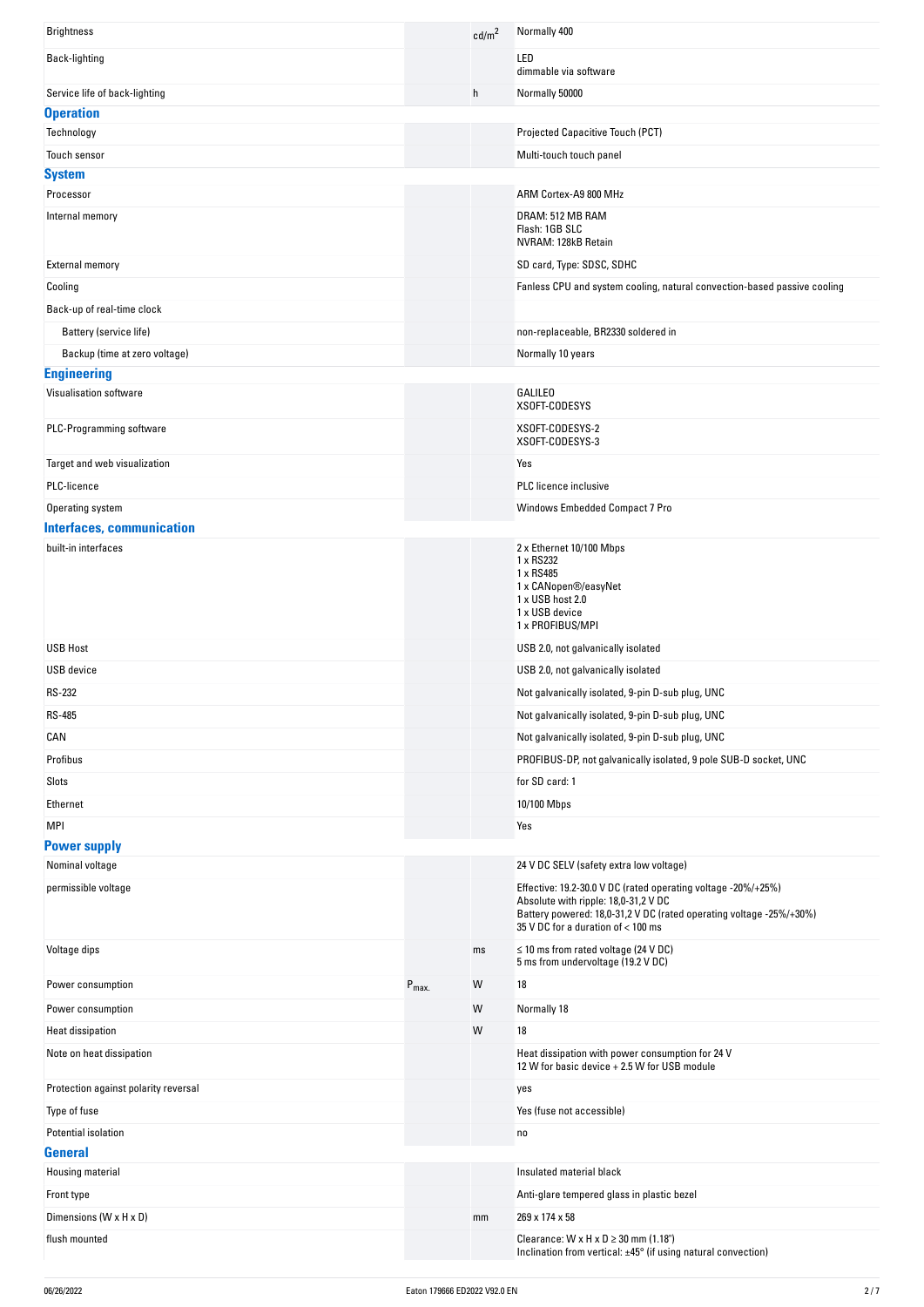| | | | |
|---|---|---|---|
| Brightness | | $cd/m^2$ | Normally 400 |
| Back-lighting | | | LED<br>dimmable via software |
| Service life of back-lighting | | h | Normally 50000 |

## Operation

| | | | |
|---|---|---|---|
| Technology | | | Projected Capacitive Touch (PCT) |
| Touch sensor | | | Multi-touch touch panel |

## System

| | | | |
|---|---|---|---|
| Processor | | | ARM Cortex-A9 800 MHz |
| Internal memory | | | DRAM: 512 MB RAM<br>Flash: 1GB SLC<br>NVRAM: 128kB Retain |
| External memory | | | SD card, Type: SDSC, SDHC |
| Cooling | | | Fanless CPU and system cooling, natural convection-based passive cooling |
| Back-up of real-time clock | | | |
| Battery (service life) | | | non-replaceable, BR2330 soldered in |
| Backup (time at zero voltage) | | | Normally 10 years |

## Engineering

| | | | |
|---|---|---|---|
| Visualisation software | | | GALILEO<br>XSOFT-CODESYS |
| PLC-Programming software | | | XSOFT-CODESYS-2<br>XSOFT-CODESYS-3 |
| Target and web visualization | | | Yes |
| PLC-licence | | | PLC licence inclusive |
| Operating system | | | Windows Embedded Compact 7 Pro |

## Interfaces, communication

| | | | |
|---|---|---|---|
| built-in interfaces | | | 2 x Ethernet 10/100 Mbps<br>1 x RS232<br>1 x RS485<br>1 x CANopen®/easyNet<br>1 x USB host 2.0<br>1 x USB device<br>1 x PROFIBUS/MPI |
| USB Host | | | USB 2.0, not galvanically isolated |
| USB device | | | USB 2.0, not galvanically isolated |
| RS-232 | | | Not galvanically isolated, 9-pin D-sub plug, UNC |
| RS-485 | | | Not galvanically isolated, 9-pin D-sub plug, UNC |
| CAN | | | Not galvanically isolated, 9-pin D-sub plug, UNC |
| Profibus | | | PROFIBUS-DP, not galvanically isolated, 9 pole SUB-D socket, UNC |
| Slots | | | for SD card: 1 |
| Ethernet | | | 10/100 Mbps |
| MPI | | | Yes |

## Power supply

| | | | |
|---|---|---|---|
| Nominal voltage | | | 24 V DC SELV (safety extra low voltage) |
| permissible voltage | | | Effective: 19.2-30.0 V DC (rated operating voltage -20%/+25%)<br>Absolute with ripple: 18,0-31,2 V DC<br>Battery powered: 18,0-31,2 V DC (rated operating voltage -25%/+30%)<br>35 V DC for a duration of < 100 ms |
| Voltage dips | | ms | ≤ 10 ms from rated voltage (24 V DC)<br>5 ms from undervoltage (19.2 V DC) |
| Power consumption | $P_{max.}$ | W | 18 |
| Power consumption | | W | Normally 18 |
| Heat dissipation | | W | 18 |
| Note on heat dissipation | | | Heat dissipation with power consumption for 24 V<br>12 W for basic device + 2.5 W for USB module |
| Protection against polarity reversal | | | yes |
| Type of fuse | | | Yes (fuse not accessible) |
| Potential isolation | | | no |

## General

| | | | |
|---|---|---|---|
| Housing material | | | Insulated material black |
| Front type | | | Anti-glare tempered glass in plastic bezel |
| Dimensions (W x H x D) | | mm | 269 x 174 x 58 |
| flush mounted | | | Clearance: W x H x D ≥ 30 mm (1.18")<br>Inclination from vertical: ±45° (if using natural convection) |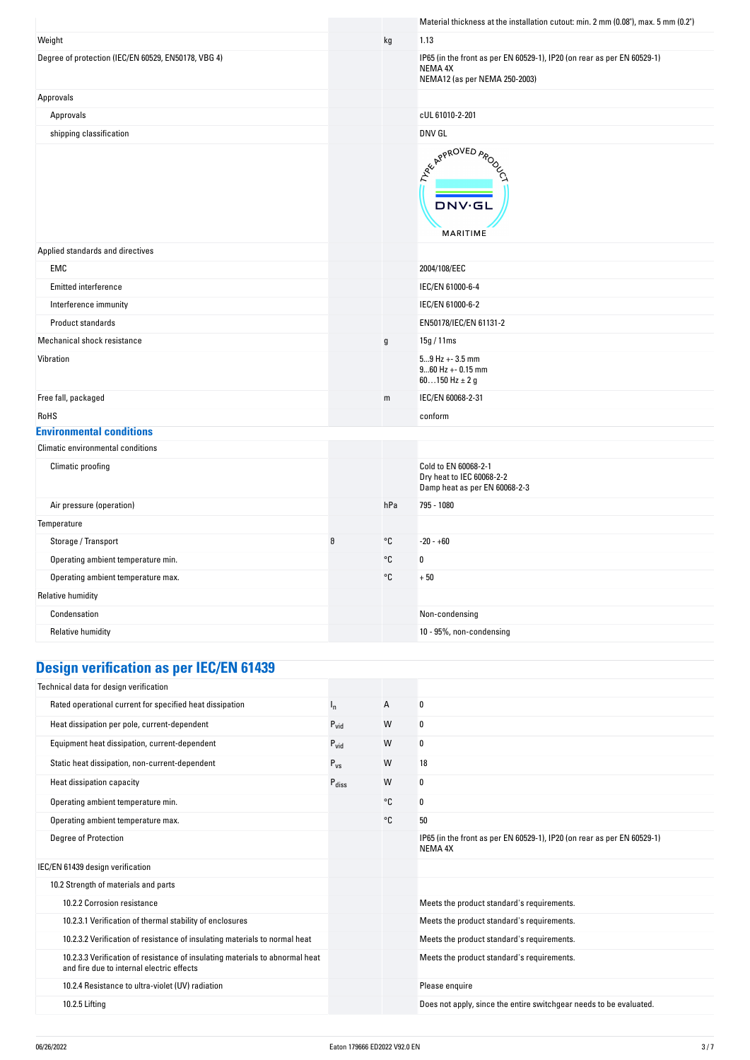| | | | |
|---|---|---|---|
| | | | Material thickness at the installation cutout: min. 2 mm (0.08"), max. 5 mm (0.2") |
| Weight | | kg | 1.13 |
| Degree of protection (IEC/EN 60529, EN50178, VBG 4) | | | IP65 (in the front as per EN 60529-1), IP20 (on rear as per EN 60529-1)<br>NEMA 4X<br>NEMA12 (as per NEMA 250-2003) |
| Approvals | | | |
| Approvals | | | cUL 61010-2-201 |
| shipping classification | | | DNV GL |
| | | | TYPE APPROVED PRODUCT DNV·GL MARITIME |
| Applied standards and directives | | | |
| EMC | | | 2004/108/EEC |
| Emitted interference | | | IEC/EN 61000-6-4 |
| Interference immunity | | | IEC/EN 61000-6-2 |
| Product standards | | | EN50178/IEC/EN 61131-2 |
| Mechanical shock resistance | | g | 15g / 11ms |
| Vibration | | | 5...9 Hz +- 3.5 mm<br>9...60 Hz +- 0.15 mm<br>60….150 Hz ± 2 g |
| Free fall, packaged | | m | IEC/EN 60068-2-31 |
| RoHS | | | conform |

## Environmental conditions

| | | | |
|---|---|---|---|
| Climatic environmental conditions | | | |
| Climatic proofing | | | Cold to EN 60068-2-1<br>Dry heat to IEC 60068-2-2<br>Damp heat as per EN 60068-2-3 |
| Air pressure (operation) | | hPa | 795 - 1080 |
| Temperature | | | |
| Storage / Transport | ϑ | °C | -20 - +60 |
| Operating ambient temperature min. | | °C | 0 |
| Operating ambient temperature max. | | °C | + 50 |
| Relative humidity | | | |
| Condensation | | | Non-condensing |
| Relative humidity | | | 10 - 95%, non-condensing |

## Design verification as per IEC/EN 61439

| | | | |
|---|---|---|---|
| Technical data for design verification | | | |
| Rated operational current for specified heat dissipation | $I_n$ | A | 0 |
| Heat dissipation per pole, current-dependent | $P_{vid}$ | W | 0 |
| Equipment heat dissipation, current-dependent | $P_{vid}$ | W | 0 |
| Static heat dissipation, non-current-dependent | $P_{vs}$ | W | 18 |
| Heat dissipation capacity | $P_{diss}$ | W | 0 |
| Operating ambient temperature min. | | °C | 0 |
| Operating ambient temperature max. | | °C | 50 |
| Degree of Protection | | | IP65 (in the front as per EN 60529-1), IP20 (on rear as per EN 60529-1)<br>NEMA 4X |
| IEC/EN 61439 design verification | | | |
| 10.2 Strength of materials and parts | | | |
| 10.2.2 Corrosion resistance | | | Meets the product standard's requirements. |
| 10.2.3.1 Verification of thermal stability of enclosures | | | Meets the product standard's requirements. |
| 10.2.3.2 Verification of resistance of insulating materials to normal heat | | | Meets the product standard's requirements. |
| 10.2.3.3 Verification of resistance of insulating materials to abnormal heat and fire due to internal electric effects | | | Meets the product standard's requirements. |
| 10.2.4 Resistance to ultra-violet (UV) radiation | | | Please enquire |
| 10.2.5 Lifting | | | Does not apply, since the entire switchgear needs to be evaluated. |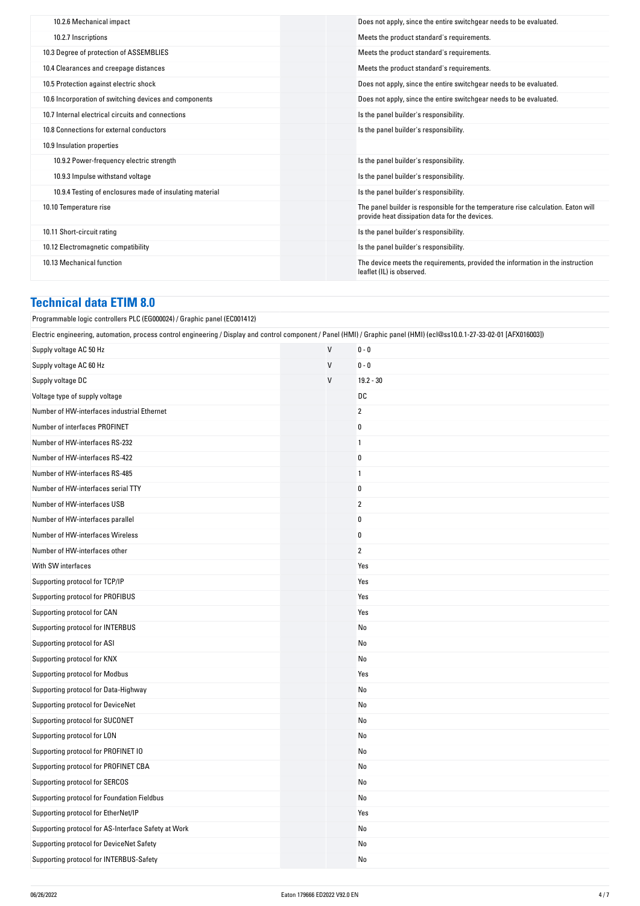| | | | |
|---|---|---|---|
| 10.2.6 Mechanical impact | | | Does not apply, since the entire switchgear needs to be evaluated. |
| 10.2.7 Inscriptions | | | Meets the product standard's requirements. |
| 10.3 Degree of protection of ASSEMBLIES | | | Meets the product standard's requirements. |
| 10.4 Clearances and creepage distances | | | Meets the product standard's requirements. |
| 10.5 Protection against electric shock | | | Does not apply, since the entire switchgear needs to be evaluated. |
| 10.6 Incorporation of switching devices and components | | | Does not apply, since the entire switchgear needs to be evaluated. |
| 10.7 Internal electrical circuits and connections | | | Is the panel builder's responsibility. |
| 10.8 Connections for external conductors | | | Is the panel builder's responsibility. |
| 10.9 Insulation properties | | | |
| 10.9.2 Power-frequency electric strength | | | Is the panel builder's responsibility. |
| 10.9.3 Impulse withstand voltage | | | Is the panel builder's responsibility. |
| 10.9.4 Testing of enclosures made of insulating material | | | Is the panel builder's responsibility. |
| 10.10 Temperature rise | | | The panel builder is responsible for the temperature rise calculation. Eaton will provide heat dissipation data for the devices. |
| 10.11 Short-circuit rating | | | Is the panel builder's responsibility. |
| 10.12 Electromagnetic compatibility | | | Is the panel builder's responsibility. |
| 10.13 Mechanical function | | | The device meets the requirements, provided the information in the instruction leaflet (IL) is observed. |

## Technical data ETIM 8.0

Programmable logic controllers PLC (EG000024) / Graphic panel (EC001412)

Electric engineering, automation, process control engineering / Display and control component / Panel (HMI) / Graphic panel (HMI) (ecl@ss10.0.1-27-33-02-01 [AFX016003])

| | | |
|---|---|---|
| Supply voltage AC 50 Hz | V | 0 - 0 |
| Supply voltage AC 60 Hz | V | 0 - 0 |
| Supply voltage DC | V | 19.2 - 30 |
| Voltage type of supply voltage | | DC |
| Number of HW-interfaces industrial Ethernet | | 2 |
| Number of interfaces PROFINET | | 0 |
| Number of HW-interfaces RS-232 | | 1 |
| Number of HW-interfaces RS-422 | | 0 |
| Number of HW-interfaces RS-485 | | 1 |
| Number of HW-interfaces serial TTY | | 0 |
| Number of HW-interfaces USB | | 2 |
| Number of HW-interfaces parallel | | 0 |
| Number of HW-interfaces Wireless | | 0 |
| Number of HW-interfaces other | | 2 |
| With SW interfaces | | Yes |
| Supporting protocol for TCP/IP | | Yes |
| Supporting protocol for PROFIBUS | | Yes |
| Supporting protocol for CAN | | Yes |
| Supporting protocol for INTERBUS | | No |
| Supporting protocol for ASI | | No |
| Supporting protocol for KNX | | No |
| Supporting protocol for Modbus | | Yes |
| Supporting protocol for Data-Highway | | No |
| Supporting protocol for DeviceNet | | No |
| Supporting protocol for SUCONET | | No |
| Supporting protocol for LON | | No |
| Supporting protocol for PROFINET IO | | No |
| Supporting protocol for PROFINET CBA | | No |
| Supporting protocol for SERCOS | | No |
| Supporting protocol for Foundation Fieldbus | | No |
| Supporting protocol for EtherNet/IP | | Yes |
| Supporting protocol for AS-Interface Safety at Work | | No |
| Supporting protocol for DeviceNet Safety | | No |
| Supporting protocol for INTERBUS-Safety | | No |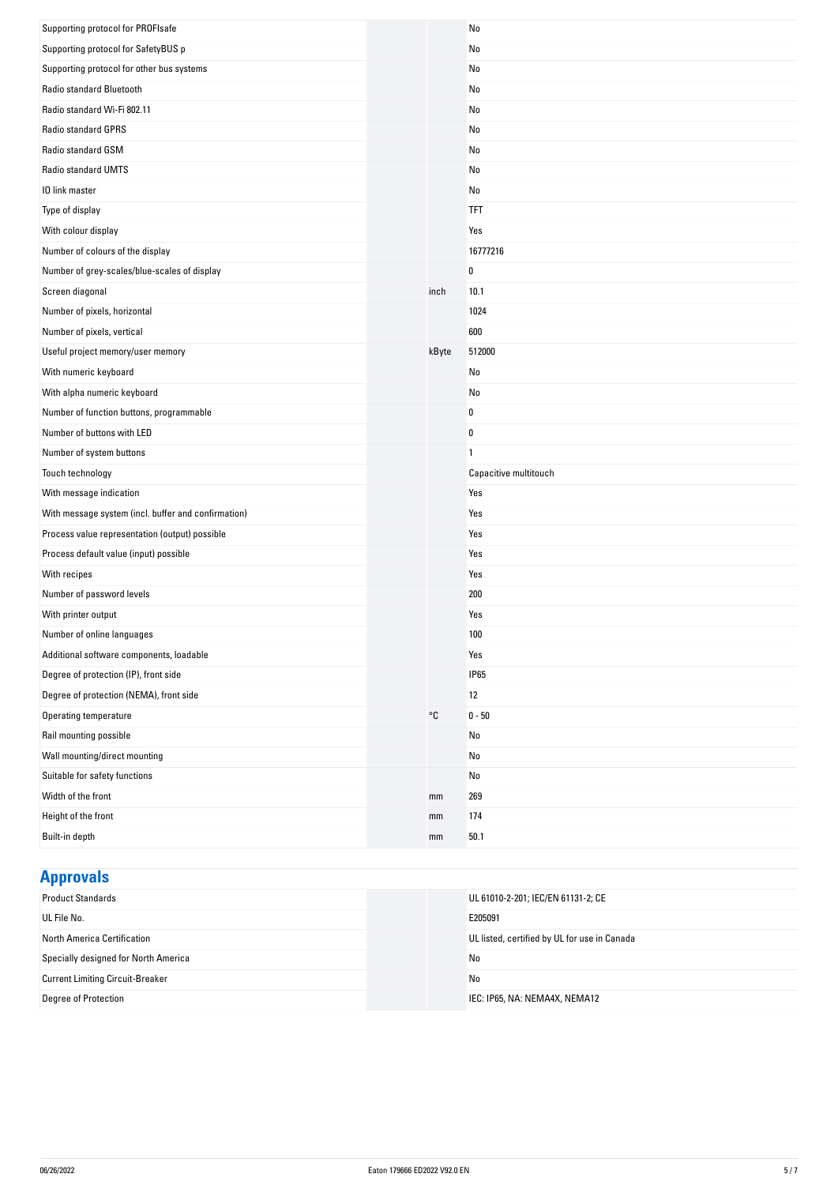| | | |
|---|---|---|
| Supporting protocol for PROFIsafe | | No |
| Supporting protocol for SafetyBUS p | | No |
| Supporting protocol for other bus systems | | No |
| Radio standard Bluetooth | | No |
| Radio standard Wi-Fi 802.11 | | No |
| Radio standard GPRS | | No |
| Radio standard GSM | | No |
| Radio standard UMTS | | No |
| IO link master | | No |
| Type of display | | TFT |
| With colour display | | Yes |
| Number of colours of the display | | 16777216 |
| Number of grey-scales/blue-scales of display | | 0 |
| Screen diagonal | inch | 10.1 |
| Number of pixels, horizontal | | 1024 |
| Number of pixels, vertical | | 600 |
| Useful project memory/user memory | kByte | 512000 |
| With numeric keyboard | | No |
| With alpha numeric keyboard | | No |
| Number of function buttons, programmable | | 0 |
| Number of buttons with LED | | 0 |
| Number of system buttons | | 1 |
| Touch technology | | Capacitive multitouch |
| With message indication | | Yes |
| With message system (incl. buffer and confirmation) | | Yes |
| Process value representation (output) possible | | Yes |
| Process default value (input) possible | | Yes |
| With recipes | | Yes |
| Number of password levels | | 200 |
| With printer output | | Yes |
| Number of online languages | | 100 |
| Additional software components, loadable | | Yes |
| Degree of protection (IP), front side | | IP65 |
| Degree of protection (NEMA), front side | | 12 |
| Operating temperature | °C | 0 - 50 |
| Rail mounting possible | | No |
| Wall mounting/direct mounting | | No |
| Suitable for safety functions | | No |
| Width of the front | mm | 269 |
| Height of the front | mm | 174 |
| Built-in depth | mm | 50.1 |

## Approvals

| | | |
|---|---|---|
| Product Standards | | UL 61010-2-201; IEC/EN 61131-2; CE |
| UL File No. | | E205091 |
| North America Certification | | UL listed, certified by UL for use in Canada |
| Specially designed for North America | | No |
| Current Limiting Circuit-Breaker | | No |
| Degree of Protection | | IEC: IP65, NA: NEMA4X, NEMA12 |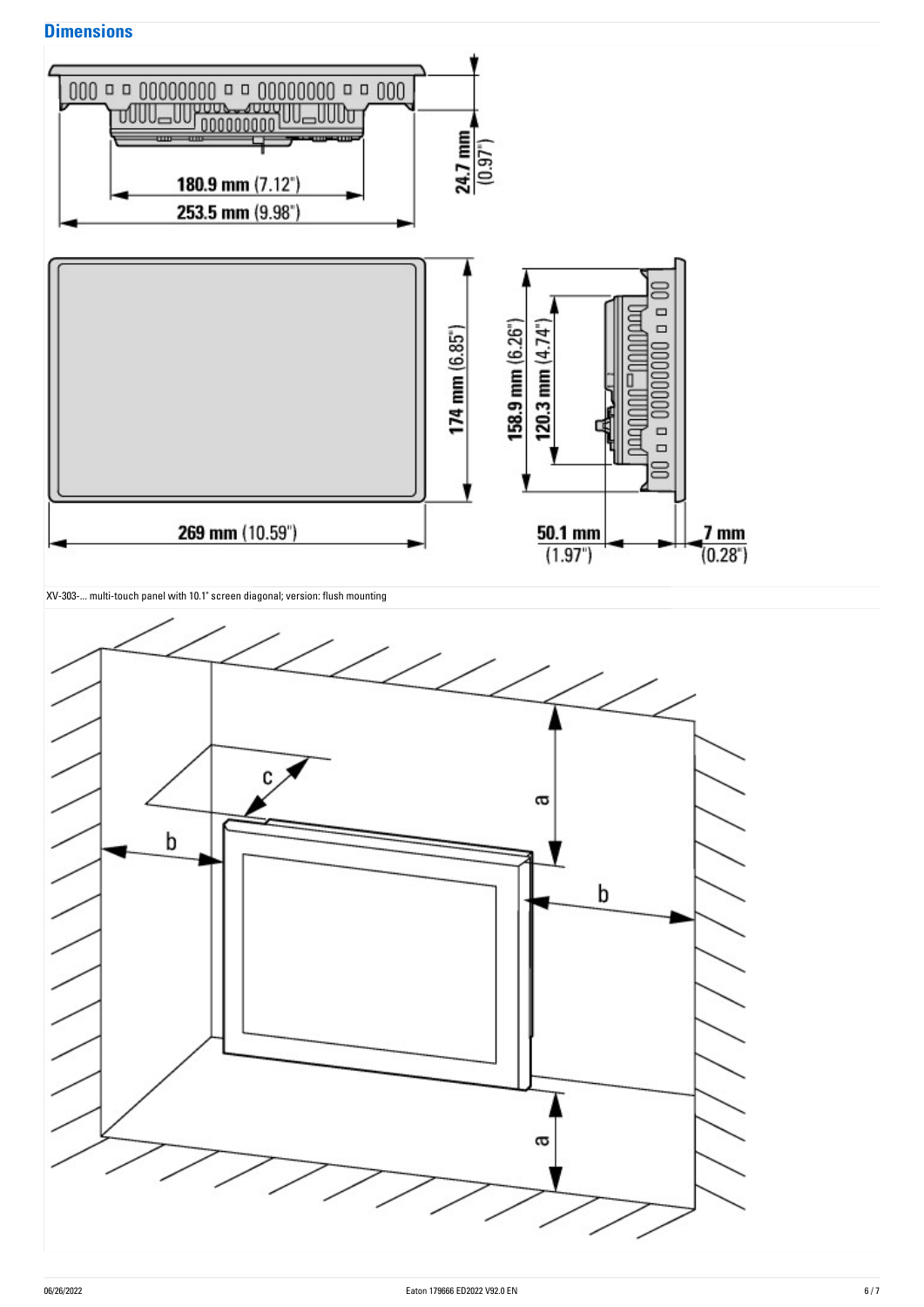## Dimensions

XV-303-... multi-touch panel with 10.1" screen diagonal; version: flush mounting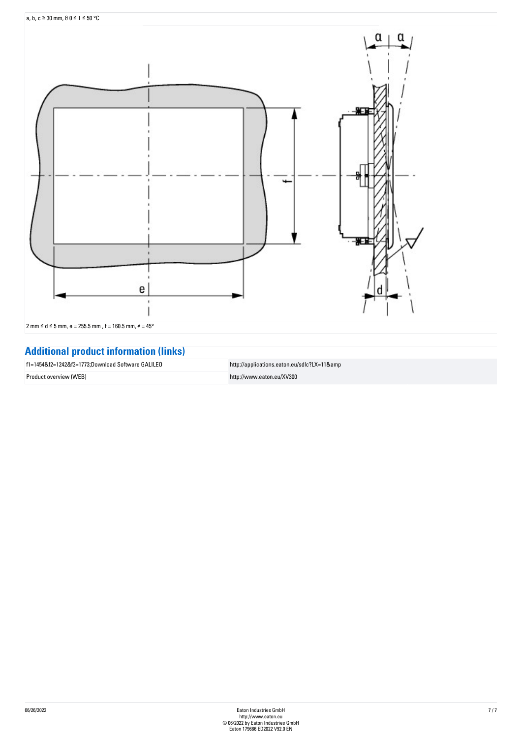a, b, c ≧ 30 mm, θ 0 ≦ T ≦ 50 °C

a
a
f
e
d

2 mm ≦ d ≦ 5 mm, e = 255.5 mm , f = 160.5 mm, ∄ = 45°

## Additional product information (links)

| | |
|---|---|
| f1=1454&f2=1242&f3=1773;Download Software GALILEO | http://applications.eaton.eu/sdlc?LX=11&amp |
| Product overview (WEB) | http://www.eaton.eu/XV300 |